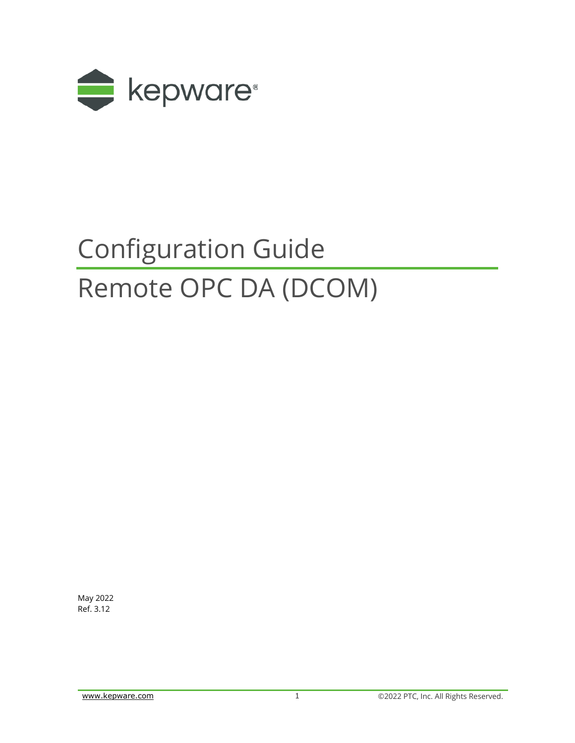kepware®

# Configuration Guide

# Remote OPC DA (DCOM)

May 2022
Ref. 3.12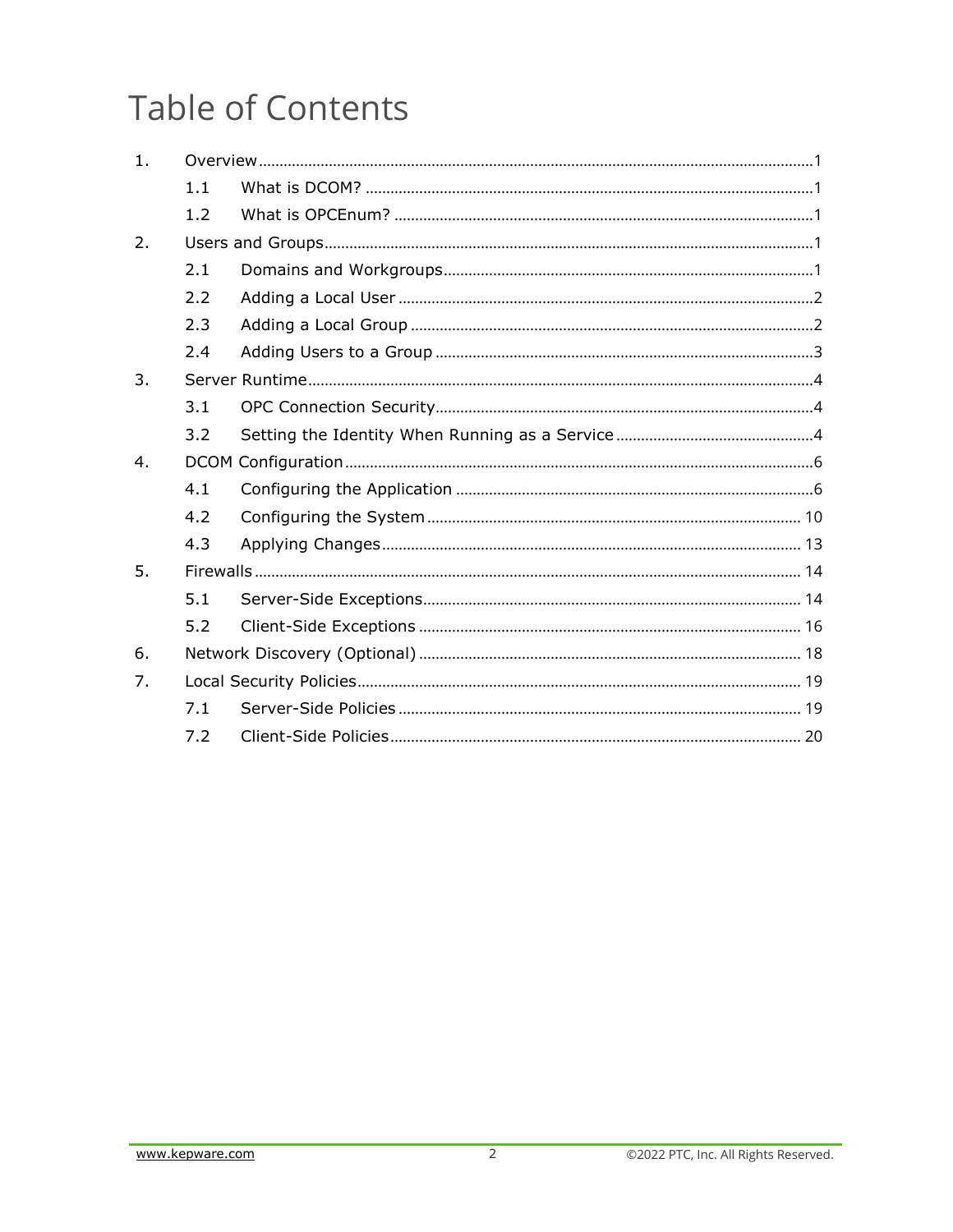# Table of Contents

1. Overview ... 1
   - 1.1 What is DCOM? ... 1
   - 1.2 What is OPCEnum? ... 1
2. Users and Groups ... 1
   - 2.1 Domains and Workgroups ... 1
   - 2.2 Adding a Local User ... 2
   - 2.3 Adding a Local Group ... 2
   - 2.4 Adding Users to a Group ... 3
3. Server Runtime ... 4
   - 3.1 OPC Connection Security ... 4
   - 3.2 Setting the Identity When Running as a Service ... 4
4. DCOM Configuration ... 6
   - 4.1 Configuring the Application ... 6
   - 4.2 Configuring the System ... 10
   - 4.3 Applying Changes ... 13
5. Firewalls ... 14
   - 5.1 Server-Side Exceptions ... 14
   - 5.2 Client-Side Exceptions ... 16
6. Network Discovery (Optional) ... 18
7. Local Security Policies ... 19
   - 7.1 Server-Side Policies ... 19
   - 7.2 Client-Side Policies ... 20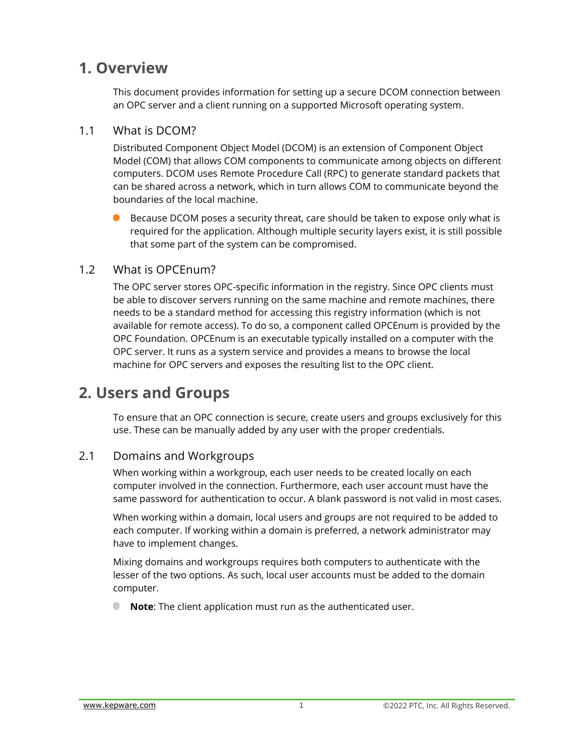# 1. Overview

This document provides information for setting up a secure DCOM connection between an OPC server and a client running on a supported Microsoft operating system.

## 1.1 What is DCOM?

Distributed Component Object Model (DCOM) is an extension of Component Object Model (COM) that allows COM components to communicate among objects on different computers. DCOM uses Remote Procedure Call (RPC) to generate standard packets that can be shared across a network, which in turn allows COM to communicate beyond the boundaries of the local machine.

- Because DCOM poses a security threat, care should be taken to expose only what is required for the application. Although multiple security layers exist, it is still possible that some part of the system can be compromised.

## 1.2 What is OPCEnum?

The OPC server stores OPC-specific information in the registry. Since OPC clients must be able to discover servers running on the same machine and remote machines, there needs to be a standard method for accessing this registry information (which is not available for remote access). To do so, a component called OPCEnum is provided by the OPC Foundation. OPCEnum is an executable typically installed on a computer with the OPC server. It runs as a system service and provides a means to browse the local machine for OPC servers and exposes the resulting list to the OPC client.

# 2. Users and Groups

To ensure that an OPC connection is secure, create users and groups exclusively for this use. These can be manually added by any user with the proper credentials.

## 2.1 Domains and Workgroups

When working within a workgroup, each user needs to be created locally on each computer involved in the connection. Furthermore, each user account must have the same password for authentication to occur. A blank password is not valid in most cases.

When working within a domain, local users and groups are not required to be added to each computer. If working within a domain is preferred, a network administrator may have to implement changes.

Mixing domains and workgroups requires both computers to authenticate with the lesser of the two options. As such, local user accounts must be added to the domain computer.

- **Note**: The client application must run as the authenticated user.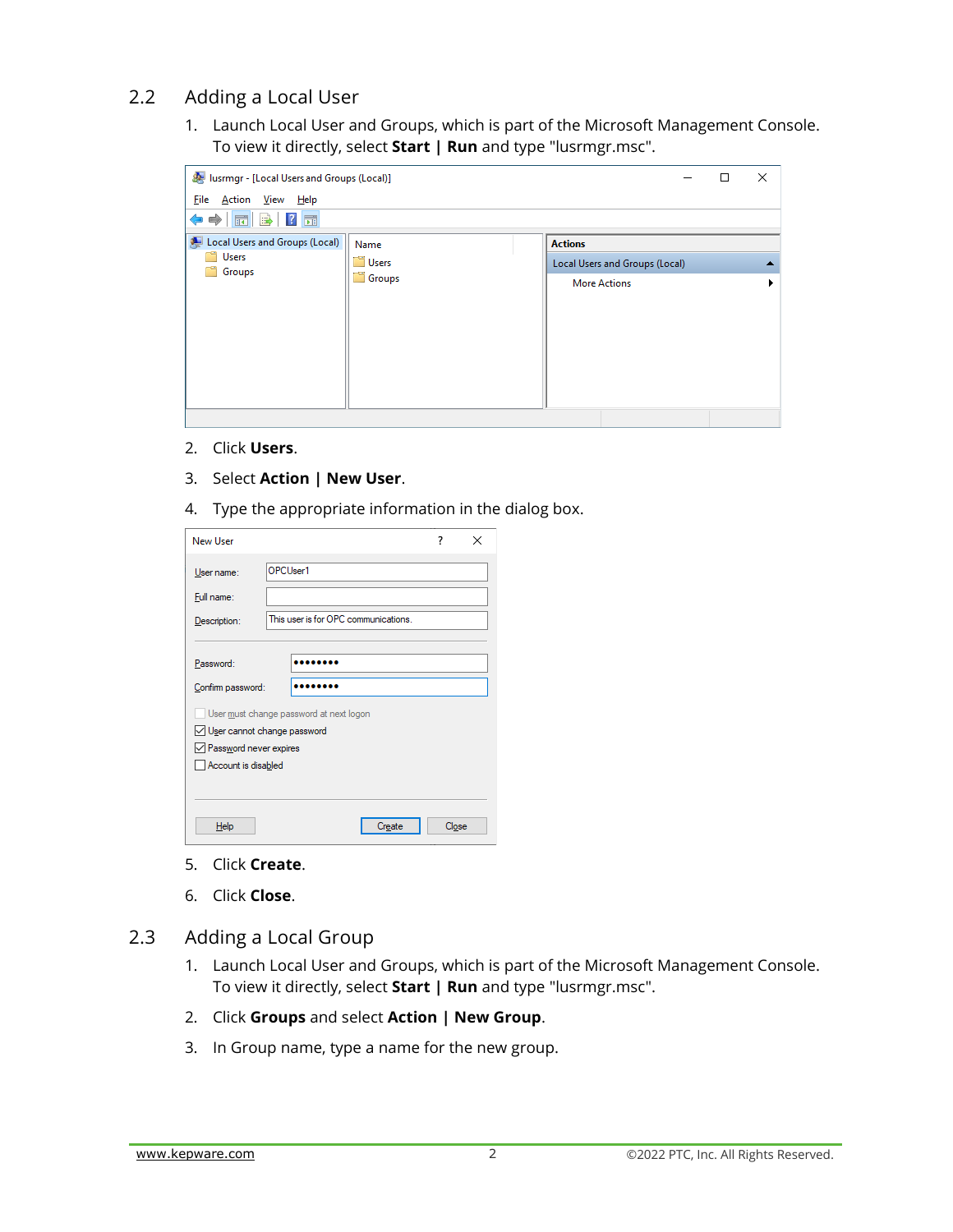## 2.2 Adding a Local User

1. Launch Local User and Groups, which is part of the Microsoft Management Console. To view it directly, select **Start | Run** and type "lusrmgr.msc".

2. Click **Users**.

3. Select **Action | New User**.

4. Type the appropriate information in the dialog box.

5. Click **Create**.

6. Click **Close**.

## 2.3 Adding a Local Group

1. Launch Local User and Groups, which is part of the Microsoft Management Console. To view it directly, select **Start | Run** and type "lusrmgr.msc".

2. Click **Groups** and select **Action | New Group**.

3. In Group name, type a name for the new group.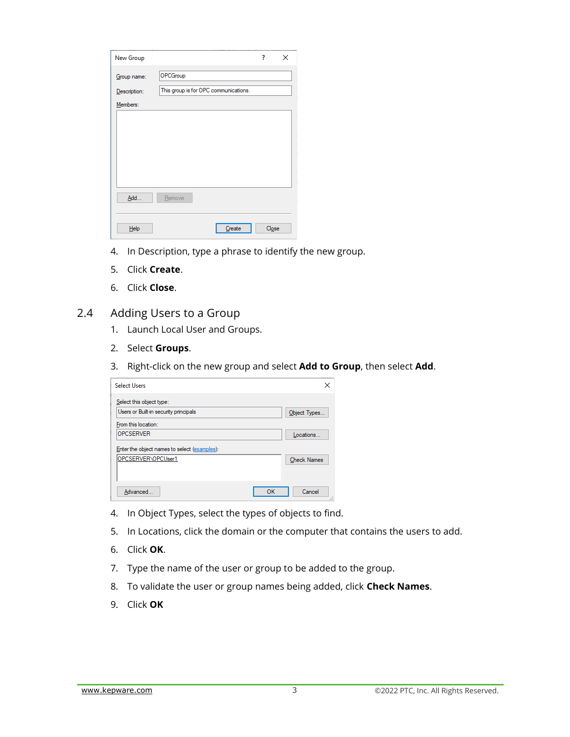4. In Description, type a phrase to identify the new group.
5. Click **Create**.
6. Click **Close**.

## 2.4 Adding Users to a Group

1. Launch Local User and Groups.
2. Select **Groups**.
3. Right-click on the new group and select **Add to Group**, then select **Add**.
4. In Object Types, select the types of objects to find.
5. In Locations, click the domain or the computer that contains the users to add.
6. Click **OK**.
7. Type the name of the user or group to be added to the group.
8. To validate the user or group names being added, click **Check Names**.
9. Click **OK**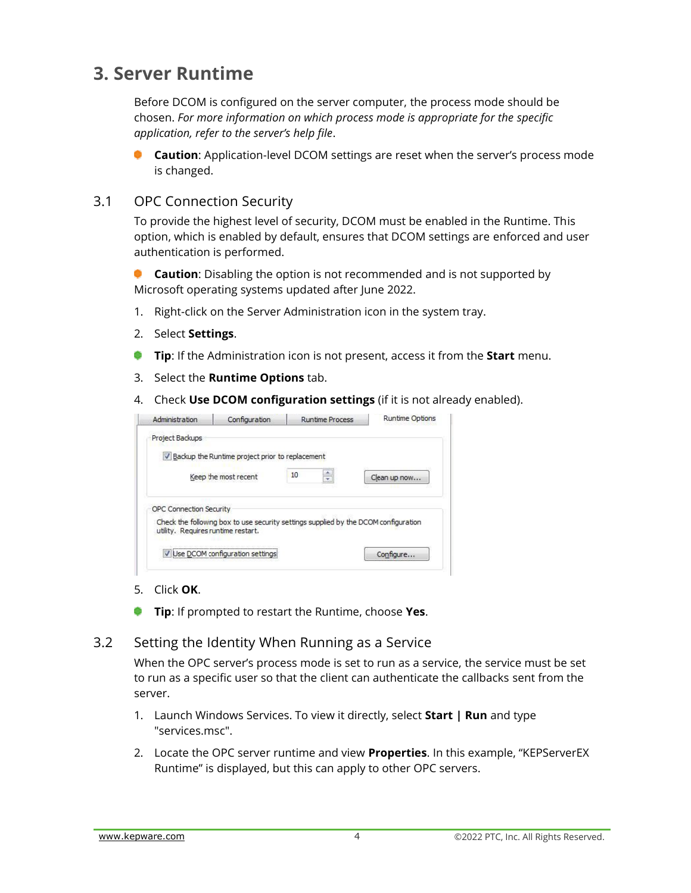# 3. Server Runtime

Before DCOM is configured on the server computer, the process mode should be chosen. *For more information on which process mode is appropriate for the specific application, refer to the server's help file*.

- **Caution**: Application-level DCOM settings are reset when the server's process mode is changed.

## 3.1 OPC Connection Security

To provide the highest level of security, DCOM must be enabled in the Runtime. This option, which is enabled by default, ensures that DCOM settings are enforced and user authentication is performed.

- **Caution**: Disabling the option is not recommended and is not supported by Microsoft operating systems updated after June 2022.

1. Right-click on the Server Administration icon in the system tray.
2. Select **Settings**.

- **Tip**: If the Administration icon is not present, access it from the **Start** menu.

3. Select the **Runtime Options** tab.
4. Check **Use DCOM configuration settings** (if it is not already enabled).

5. Click **OK**.

- **Tip**: If prompted to restart the Runtime, choose **Yes**.

## 3.2 Setting the Identity When Running as a Service

When the OPC server's process mode is set to run as a service, the service must be set to run as a specific user so that the client can authenticate the callbacks sent from the server.

1. Launch Windows Services. To view it directly, select **Start | Run** and type "services.msc".
2. Locate the OPC server runtime and view **Properties**. In this example, "KEPServerEX Runtime" is displayed, but this can apply to other OPC servers.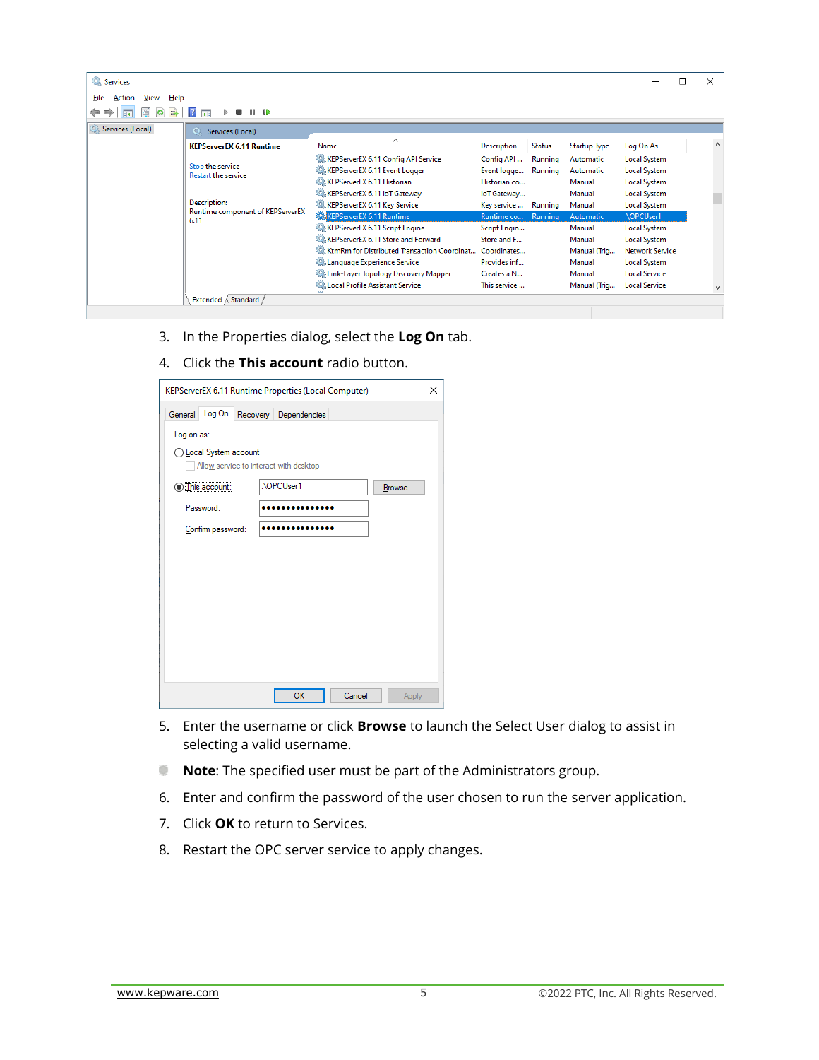3. In the Properties dialog, select the **Log On** tab.
4. Click the **This account** radio button.
5. Enter the username or click **Browse** to launch the Select User dialog to assist in selecting a valid username.

**Note**: The specified user must be part of the Administrators group.

6. Enter and confirm the password of the user chosen to run the server application.
7. Click **OK** to return to Services.
8. Restart the OPC server service to apply changes.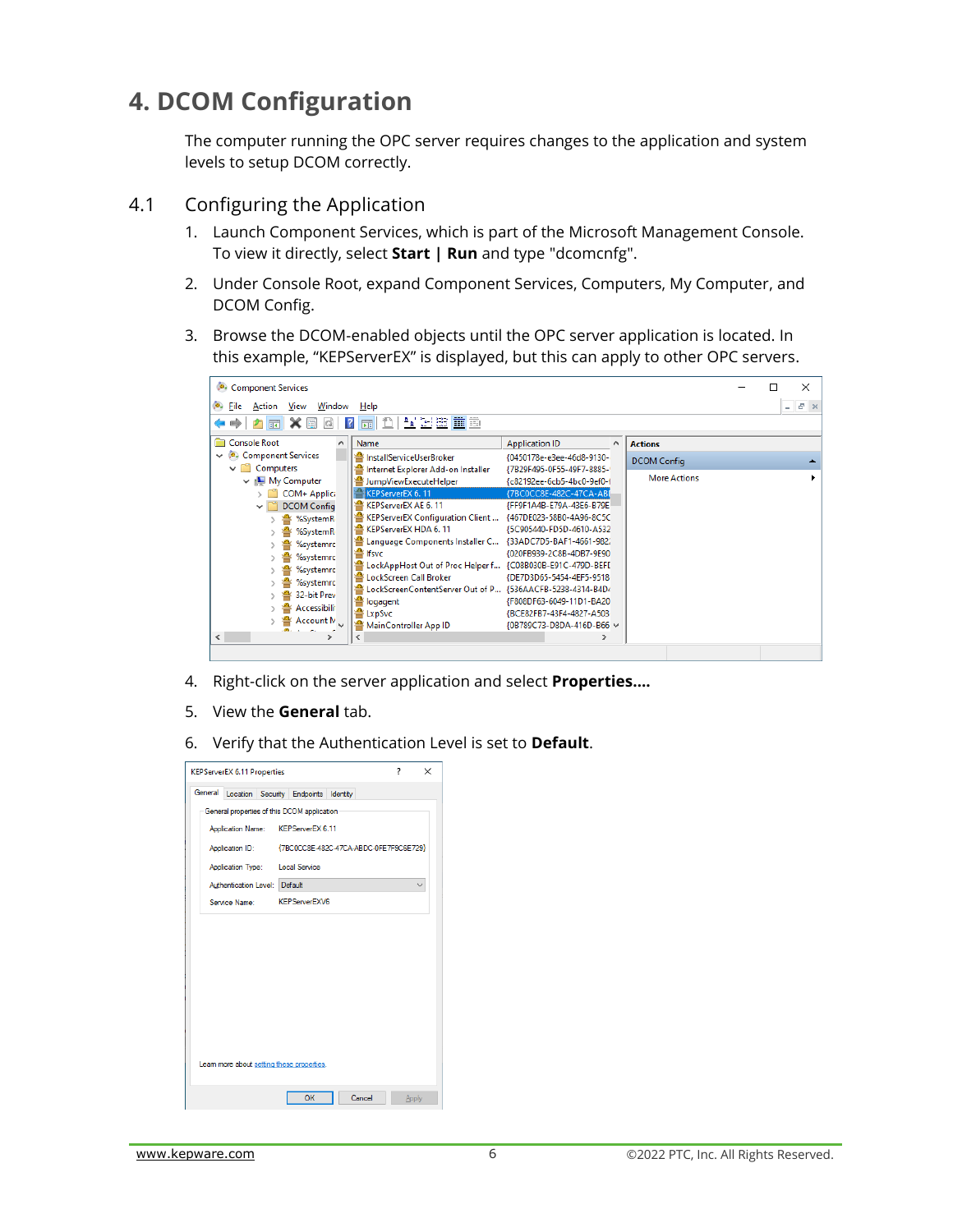# 4. DCOM Configuration

The computer running the OPC server requires changes to the application and system levels to setup DCOM correctly.

## 4.1 Configuring the Application

1. Launch Component Services, which is part of the Microsoft Management Console. To view it directly, select **Start | Run** and type "dcomcnfg".
2. Under Console Root, expand Component Services, Computers, My Computer, and DCOM Config.
3. Browse the DCOM-enabled objects until the OPC server application is located. In this example, “KEPServerEX” is displayed, but this can apply to other OPC servers.
4. Right-click on the server application and select **Properties….**
5. View the **General** tab.
6. Verify that the Authentication Level is set to **Default**.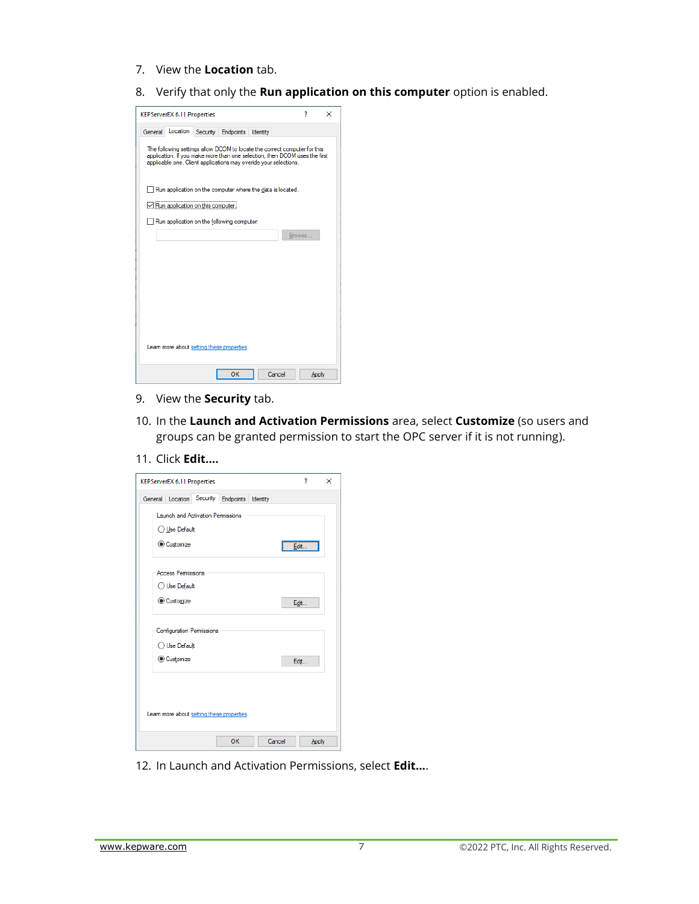7. View the **Location** tab.

8. Verify that only the **Run application on this computer** option is enabled.

9. View the **Security** tab.

10. In the **Launch and Activation Permissions** area, select **Customize** (so users and groups can be granted permission to start the OPC server if it is not running).

11. Click **Edit...**.

12. In Launch and Activation Permissions, select **Edit...**.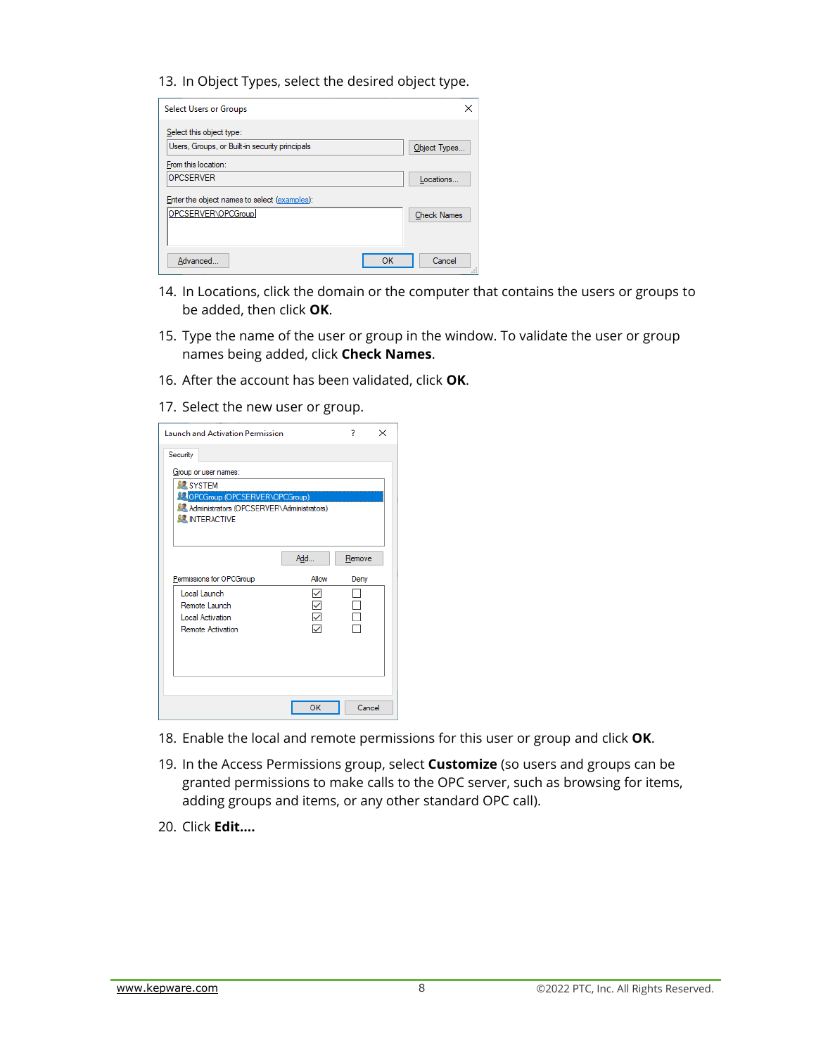13. In Object Types, select the desired object type.

14. In Locations, click the domain or the computer that contains the users or groups to be added, then click **OK**.

15. Type the name of the user or group in the window. To validate the user or group names being added, click **Check Names**.

16. After the account has been validated, click **OK**.

17. Select the new user or group.

18. Enable the local and remote permissions for this user or group and click **OK**.

19. In the Access Permissions group, select **Customize** (so users and groups can be granted permissions to make calls to the OPC server, such as browsing for items, adding groups and items, or any other standard OPC call).

20. Click **Edit...**.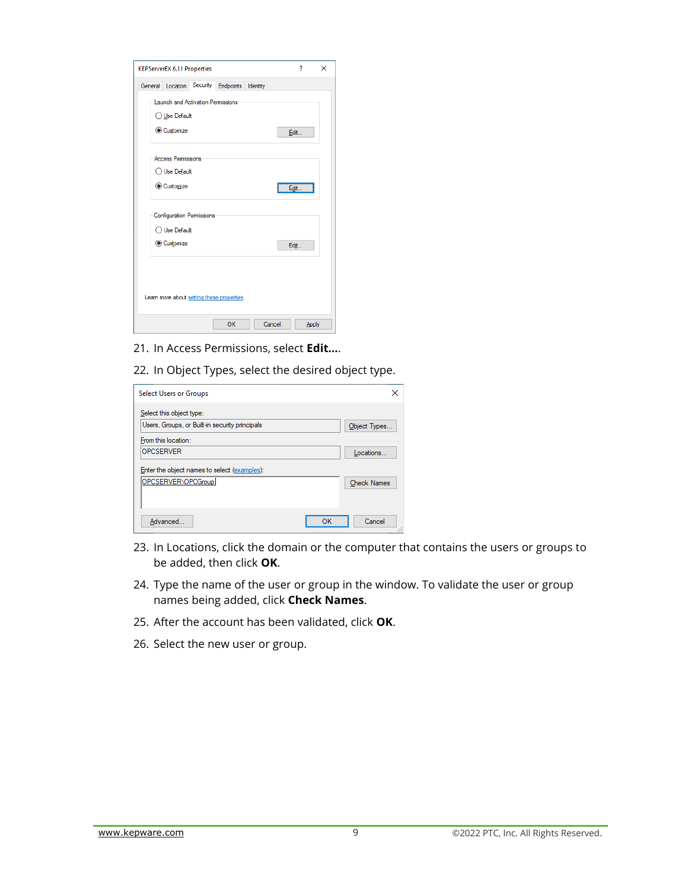21. In Access Permissions, select **Edit...**.
22. In Object Types, select the desired object type.
23. In Locations, click the domain or the computer that contains the users or groups to be added, then click **OK**.
24. Type the name of the user or group in the window. To validate the user or group names being added, click **Check Names**.
25. After the account has been validated, click **OK**.
26. Select the new user or group.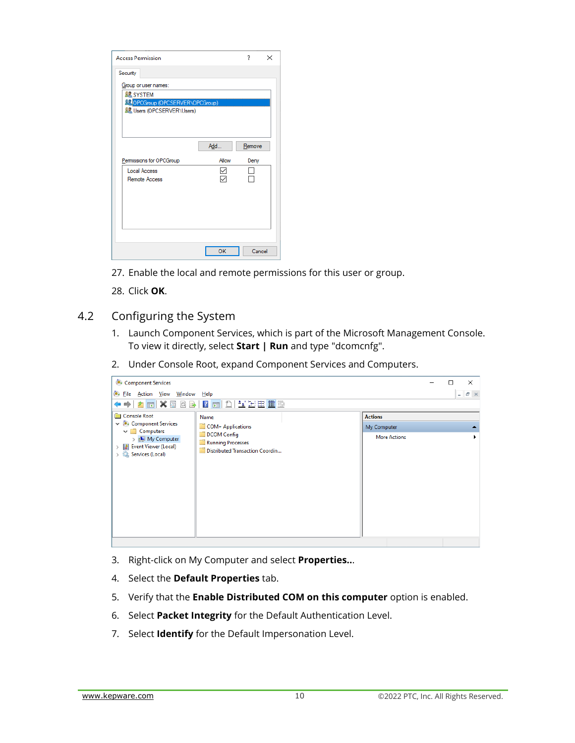27. Enable the local and remote permissions for this user or group.
28. Click **OK**.

## 4.2 Configuring the System

1. Launch Component Services, which is part of the Microsoft Management Console. To view it directly, select **Start | Run** and type "dcomcnfg".
2. Under Console Root, expand Component Services and Computers.
3. Right-click on My Computer and select **Properties...**
4. Select the **Default Properties** tab.
5. Verify that the **Enable Distributed COM on this computer** option is enabled.
6. Select **Packet Integrity** for the Default Authentication Level.
7. Select **Identify** for the Default Impersonation Level.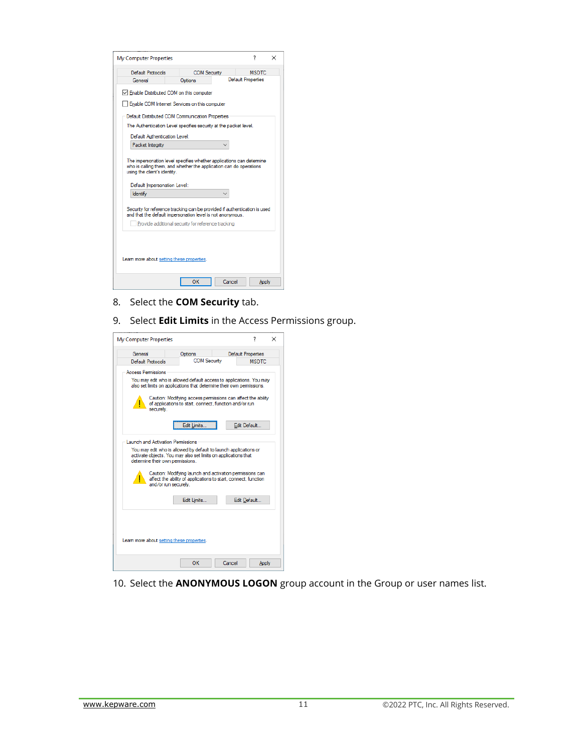8. Select the **COM Security** tab.
9. Select **Edit Limits** in the Access Permissions group.

10. Select the **ANONYMOUS LOGON** group account in the Group or user names list.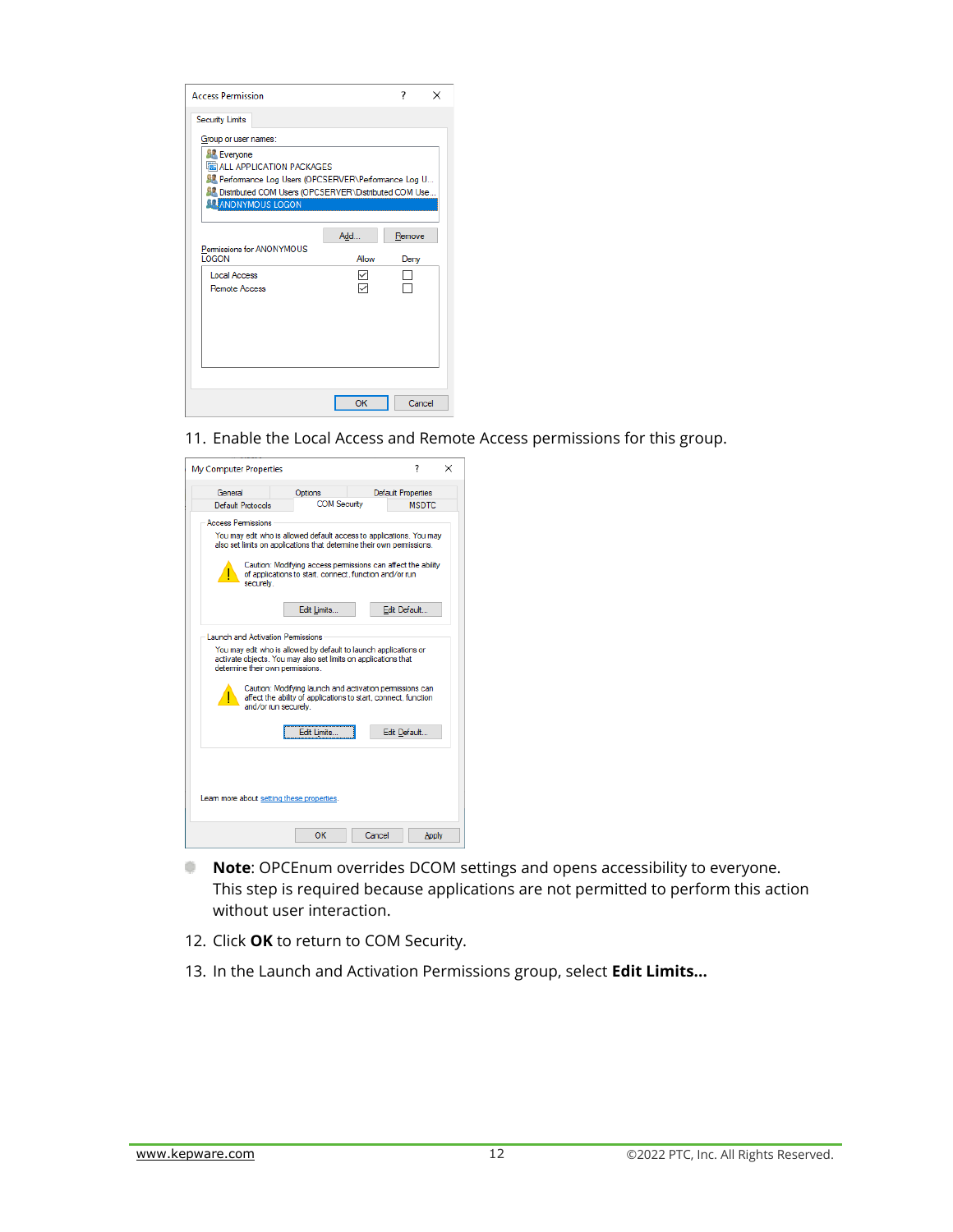11. Enable the Local Access and Remote Access permissions for this group.

- **Note**: OPCEnum overrides DCOM settings and opens accessibility to everyone. This step is required because applications are not permitted to perform this action without user interaction.

12. Click **OK** to return to COM Security.

13. In the Launch and Activation Permissions group, select **Edit Limits...**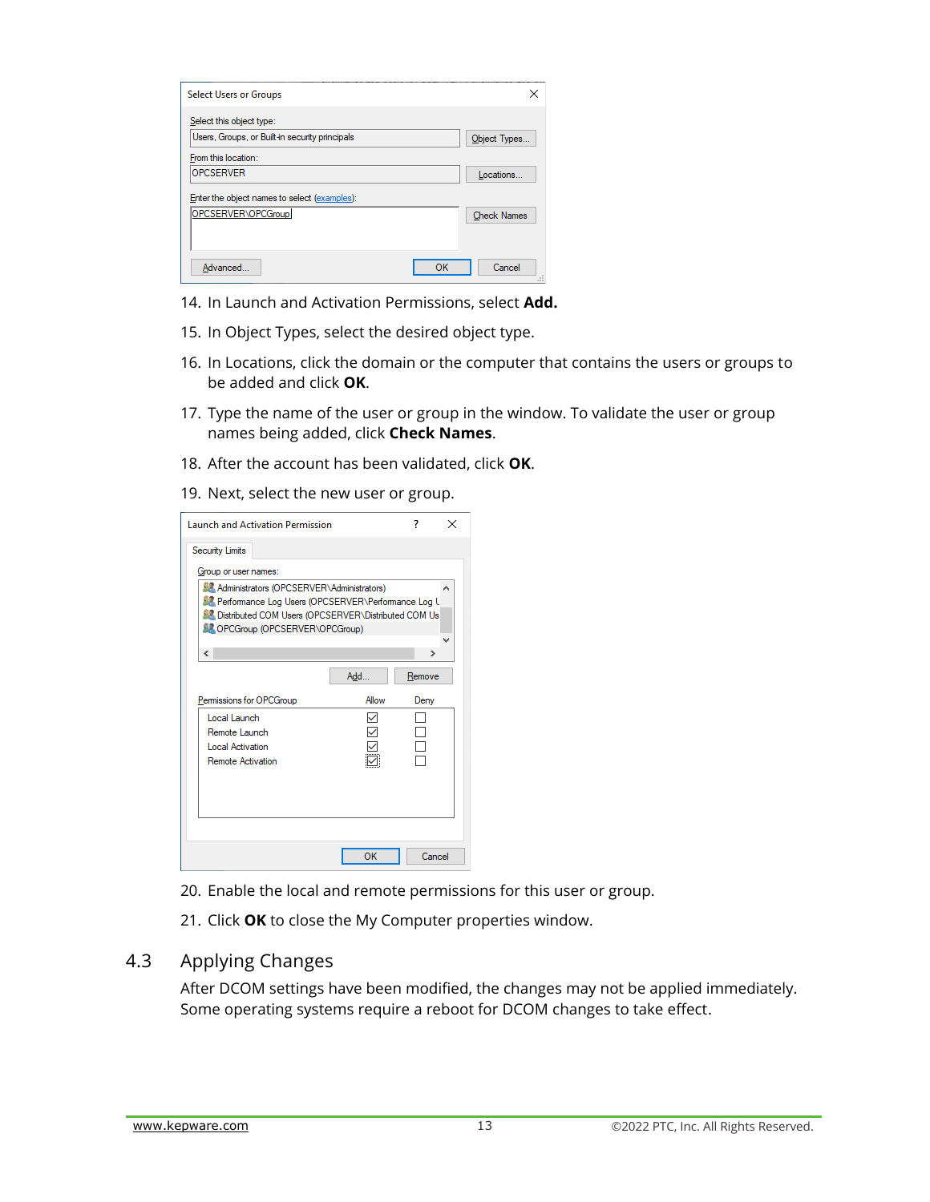14. In Launch and Activation Permissions, select **Add.**
15. In Object Types, select the desired object type.
16. In Locations, click the domain or the computer that contains the users or groups to be added and click **OK**.
17. Type the name of the user or group in the window. To validate the user or group names being added, click **Check Names**.
18. After the account has been validated, click **OK**.
19. Next, select the new user or group.
20. Enable the local and remote permissions for this user or group.
21. Click **OK** to close the My Computer properties window.

## 4.3 Applying Changes

After DCOM settings have been modified, the changes may not be applied immediately. Some operating systems require a reboot for DCOM changes to take effect.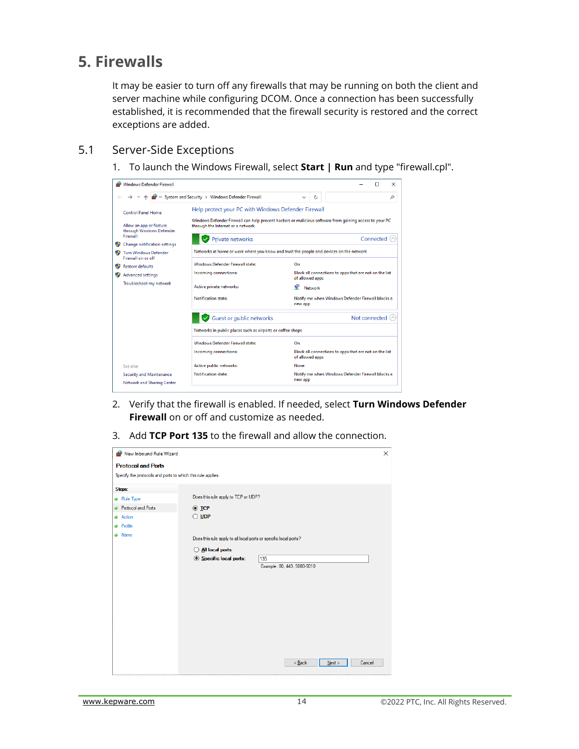# 5. Firewalls

It may be easier to turn off any firewalls that may be running on both the client and server machine while configuring DCOM. Once a connection has been successfully established, it is recommended that the firewall security is restored and the correct exceptions are added.

## 5.1 Server-Side Exceptions

1. To launch the Windows Firewall, select **Start | Run** and type "firewall.cpl".

2. Verify that the firewall is enabled. If needed, select **Turn Windows Defender Firewall** on or off and customize as needed.

3. Add **TCP Port 135** to the firewall and allow the connection.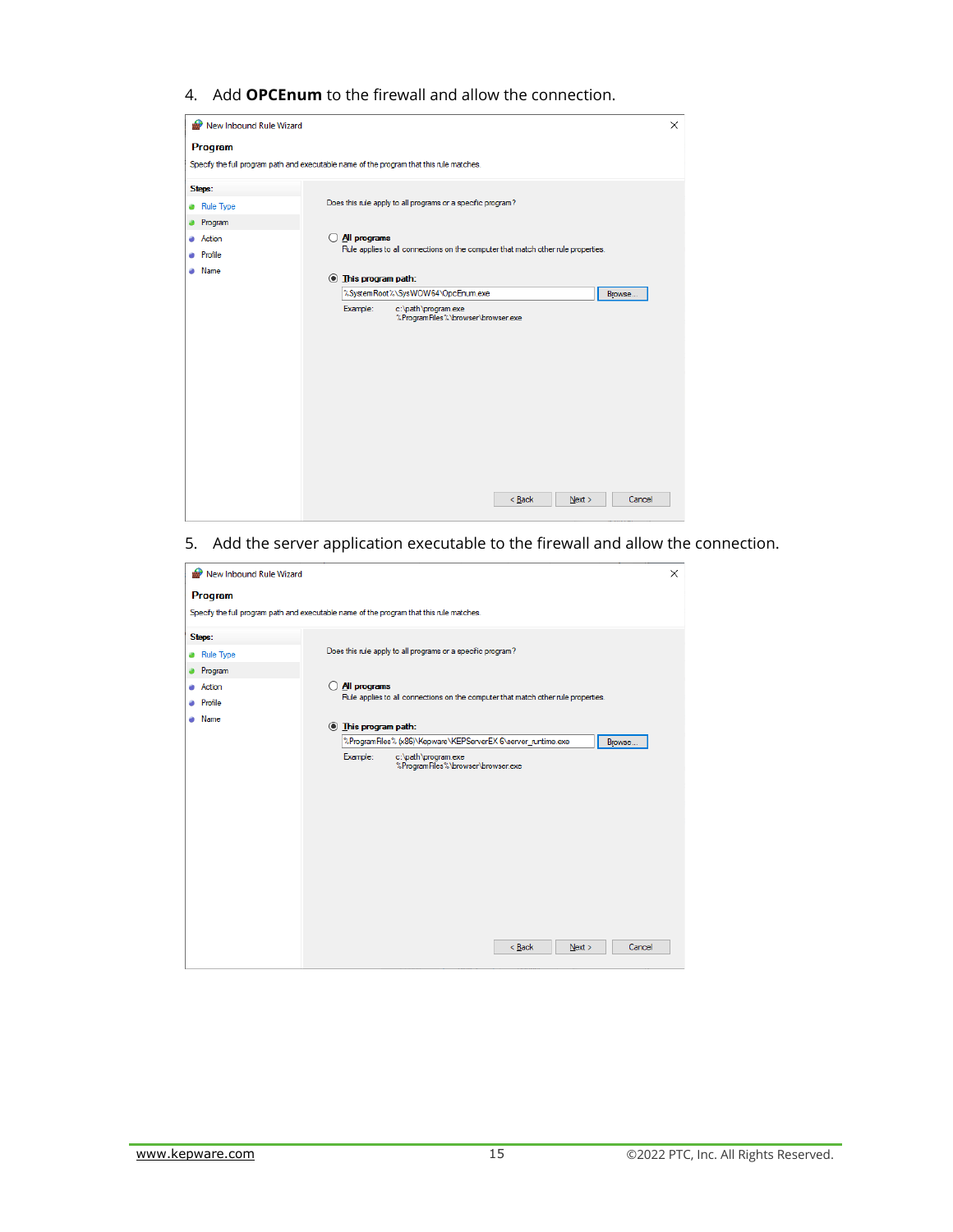4. Add **OPCEnum** to the firewall and allow the connection.

New Inbound Rule Wizard

**Program**

Specify the full program path and executable name of the program that this rule matches.

**Steps:**
- Rule Type
- Program
- Action
- Profile
- Name

Does this rule apply to all programs or a specific program?

○ **All programs**
Rule applies to all connections on the computer that match other rule properties.

◉ **This program path:**
%SystemRoot%\SysWOW64\OpcEnum.exe [Browse...]

Example: c:\path\program.exe
%ProgramFiles%\browser\browser.exe

[< Back] [Next >] [Cancel]

5. Add the server application executable to the firewall and allow the connection.

New Inbound Rule Wizard

**Program**

Specify the full program path and executable name of the program that this rule matches.

**Steps:**
- Rule Type
- Program
- Action
- Profile
- Name

Does this rule apply to all programs or a specific program?

○ **All programs**
Rule applies to all connections on the computer that match other rule properties.

◉ **This program path:**
%ProgramFiles% (x86)\Kepware\KEPServerEX 6\server_runtime.exe [Browse...]

Example: c:\path\program.exe
%ProgramFiles%\browser\browser.exe

[< Back] [Next >] [Cancel]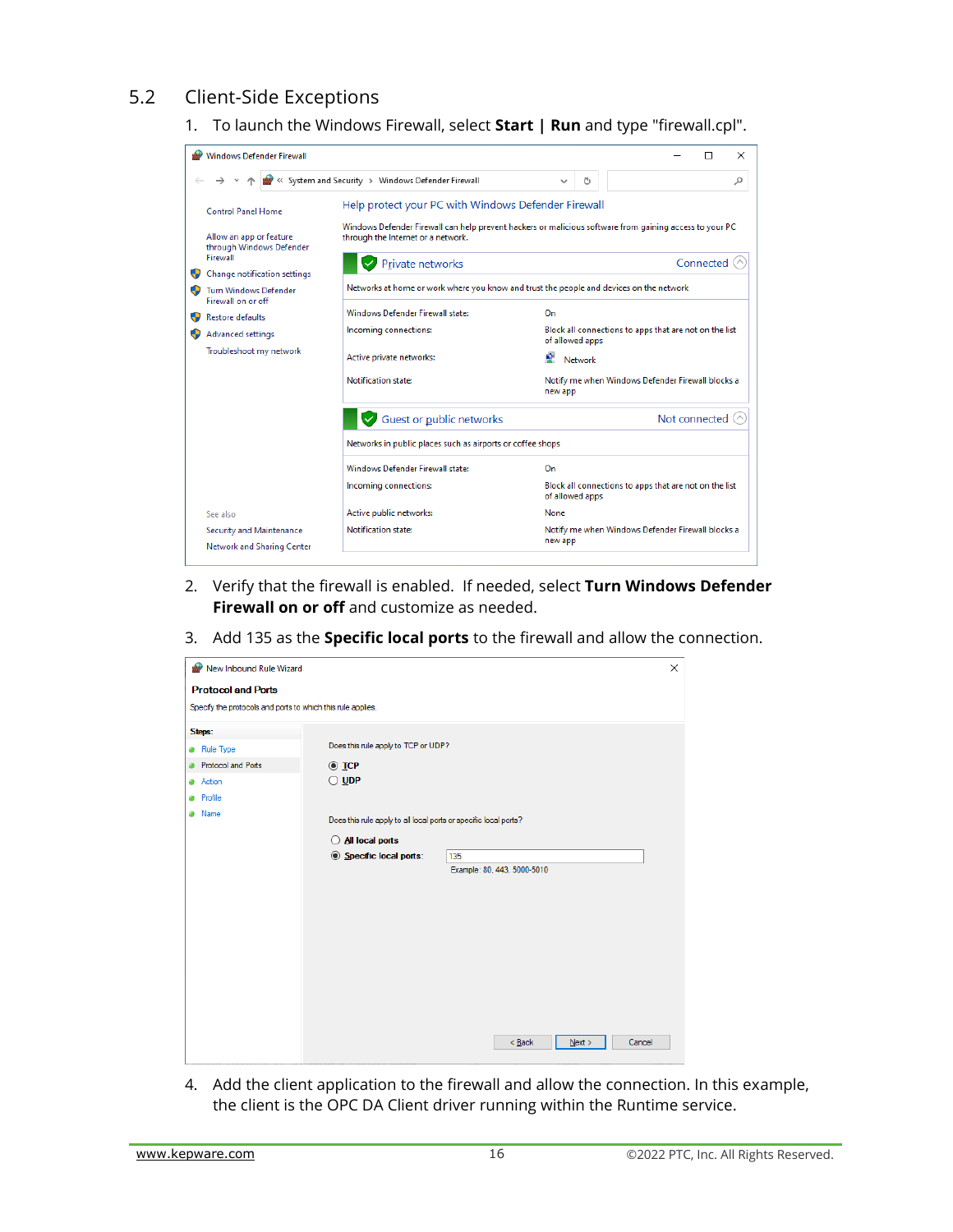## 5.2 Client-Side Exceptions

1. To launch the Windows Firewall, select **Start | Run** and type "firewall.cpl".

2. Verify that the firewall is enabled. If needed, select **Turn Windows Defender Firewall on or off** and customize as needed.

3. Add 135 as the **Specific local ports** to the firewall and allow the connection.

4. Add the client application to the firewall and allow the connection. In this example, the client is the OPC DA Client driver running within the Runtime service.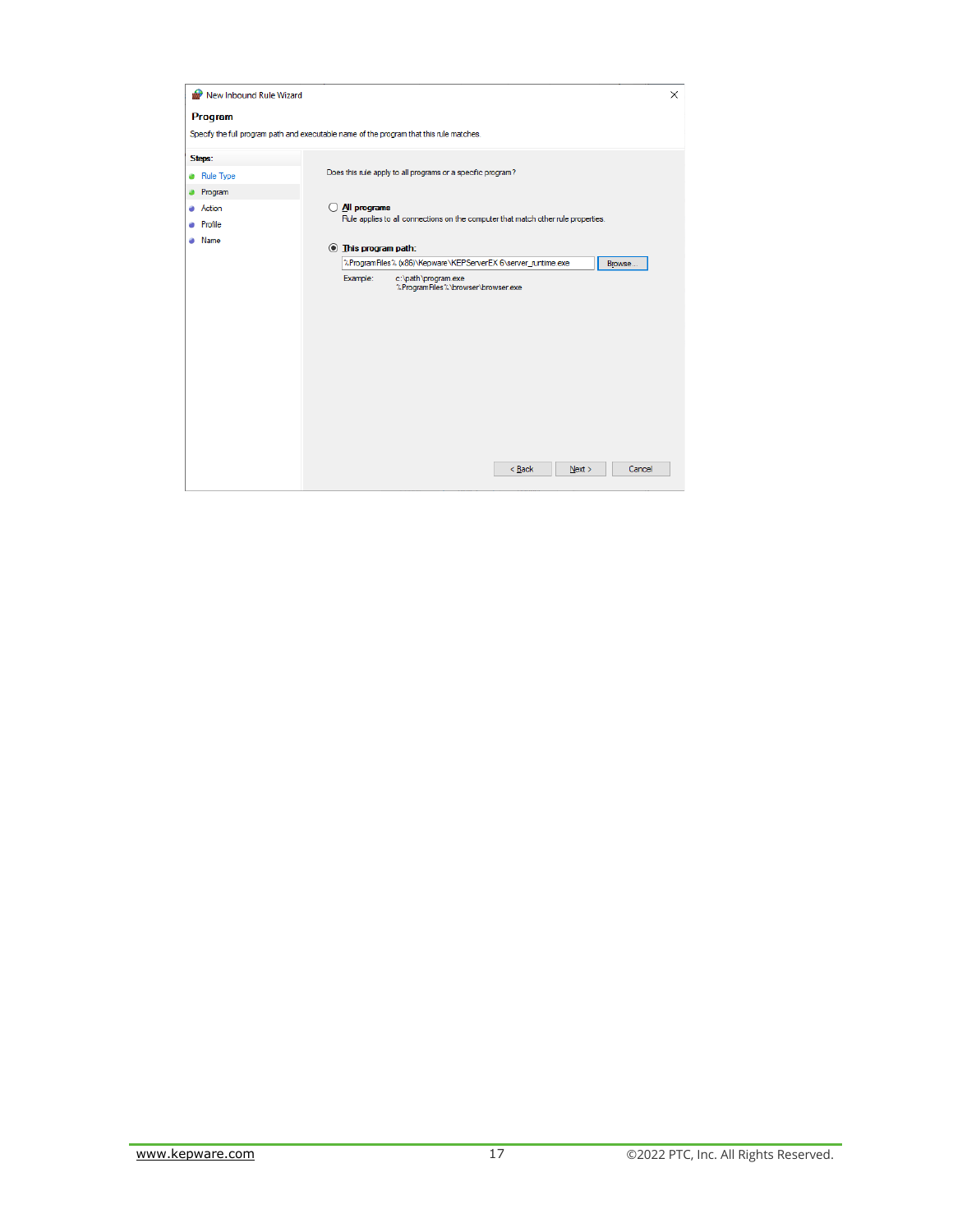New Inbound Rule Wizard

**Program**

Specify the full program path and executable name of the program that this rule matches.

**Steps:**

- Rule Type
- Program
- Action
- Profile
- Name

Does this rule apply to all programs or a specific program?

○ **All programs**
Rule applies to all connections on the computer that match other rule properties.

◉ **This program path:**
%ProgramFiles% (x86)\Kepware\KEPServerEX 6\server_runtime.exe [Browse...]

Example: c:\path\program.exe
%ProgramFiles%\browser\browser.exe

< Back | Next > | Cancel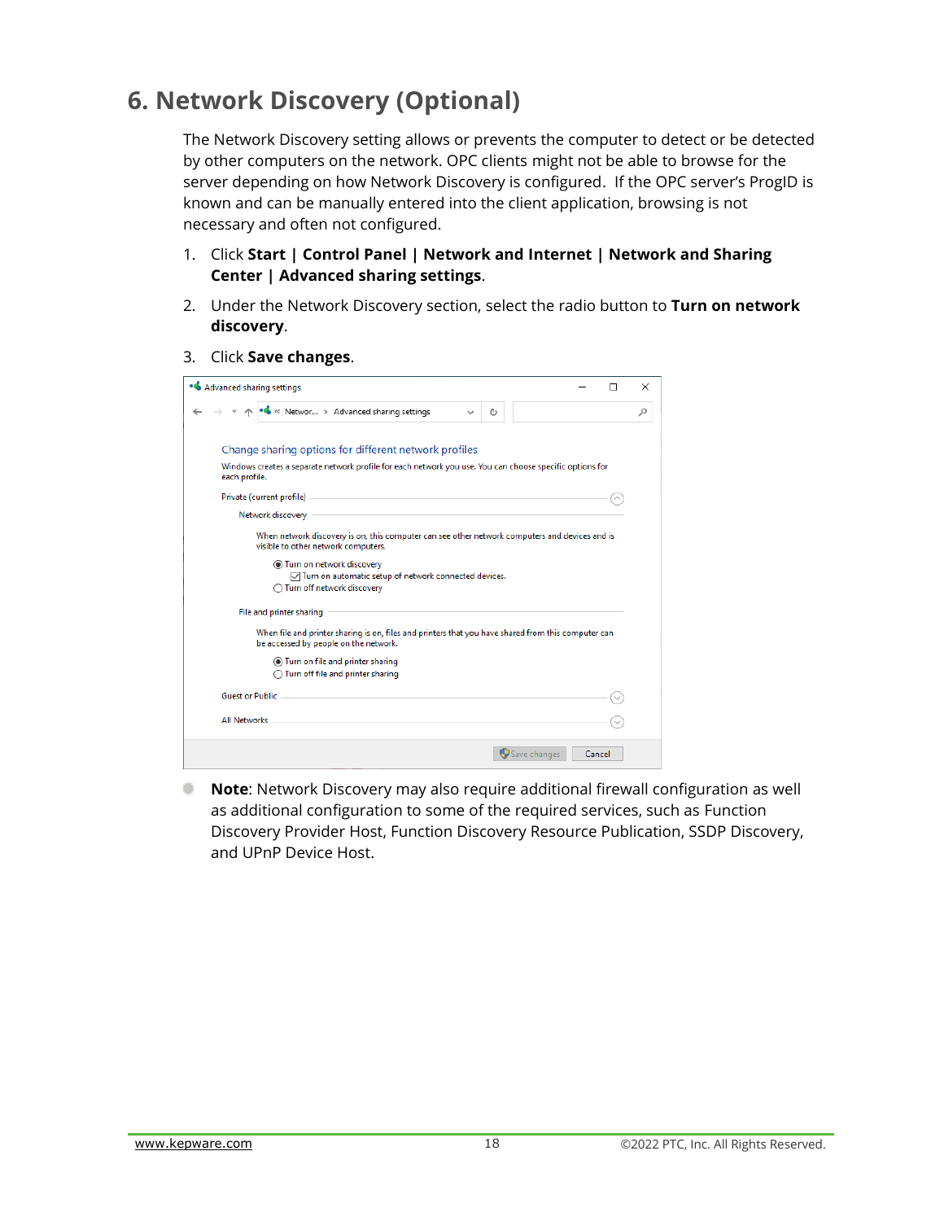# 6. Network Discovery (Optional)

The Network Discovery setting allows or prevents the computer to detect or be detected by other computers on the network. OPC clients might not be able to browse for the server depending on how Network Discovery is configured. If the OPC server's ProgID is known and can be manually entered into the client application, browsing is not necessary and often not configured.

1. Click **Start | Control Panel | Network and Internet | Network and Sharing Center | Advanced sharing settings**.
2. Under the Network Discovery section, select the radio button to **Turn on network discovery**.
3. Click **Save changes**.

- **Note**: Network Discovery may also require additional firewall configuration as well as additional configuration to some of the required services, such as Function Discovery Provider Host, Function Discovery Resource Publication, SSDP Discovery, and UPnP Device Host.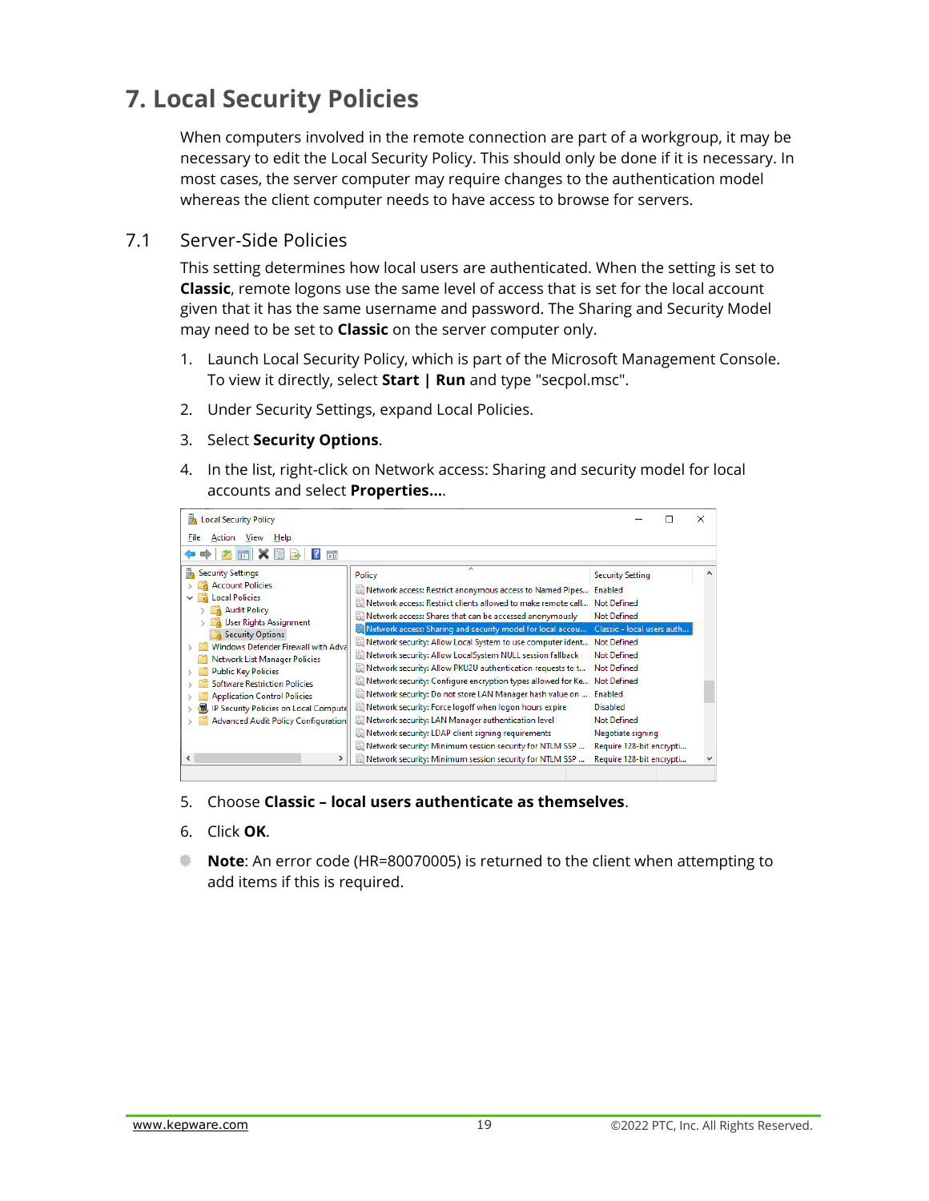# 7. Local Security Policies

When computers involved in the remote connection are part of a workgroup, it may be necessary to edit the Local Security Policy. This should only be done if it is necessary. In most cases, the server computer may require changes to the authentication model whereas the client computer needs to have access to browse for servers.

## 7.1 Server-Side Policies

This setting determines how local users are authenticated. When the setting is set to **Classic**, remote logons use the same level of access that is set for the local account given that it has the same username and password. The Sharing and Security Model may need to be set to **Classic** on the server computer only.

1. Launch Local Security Policy, which is part of the Microsoft Management Console. To view it directly, select **Start | Run** and type "secpol.msc".
2. Under Security Settings, expand Local Policies.
3. Select **Security Options**.
4. In the list, right-click on Network access: Sharing and security model for local accounts and select **Properties...**.
5. Choose **Classic – local users authenticate as themselves**.
6. Click **OK**.

- **Note**: An error code (HR=80070005) is returned to the client when attempting to add items if this is required.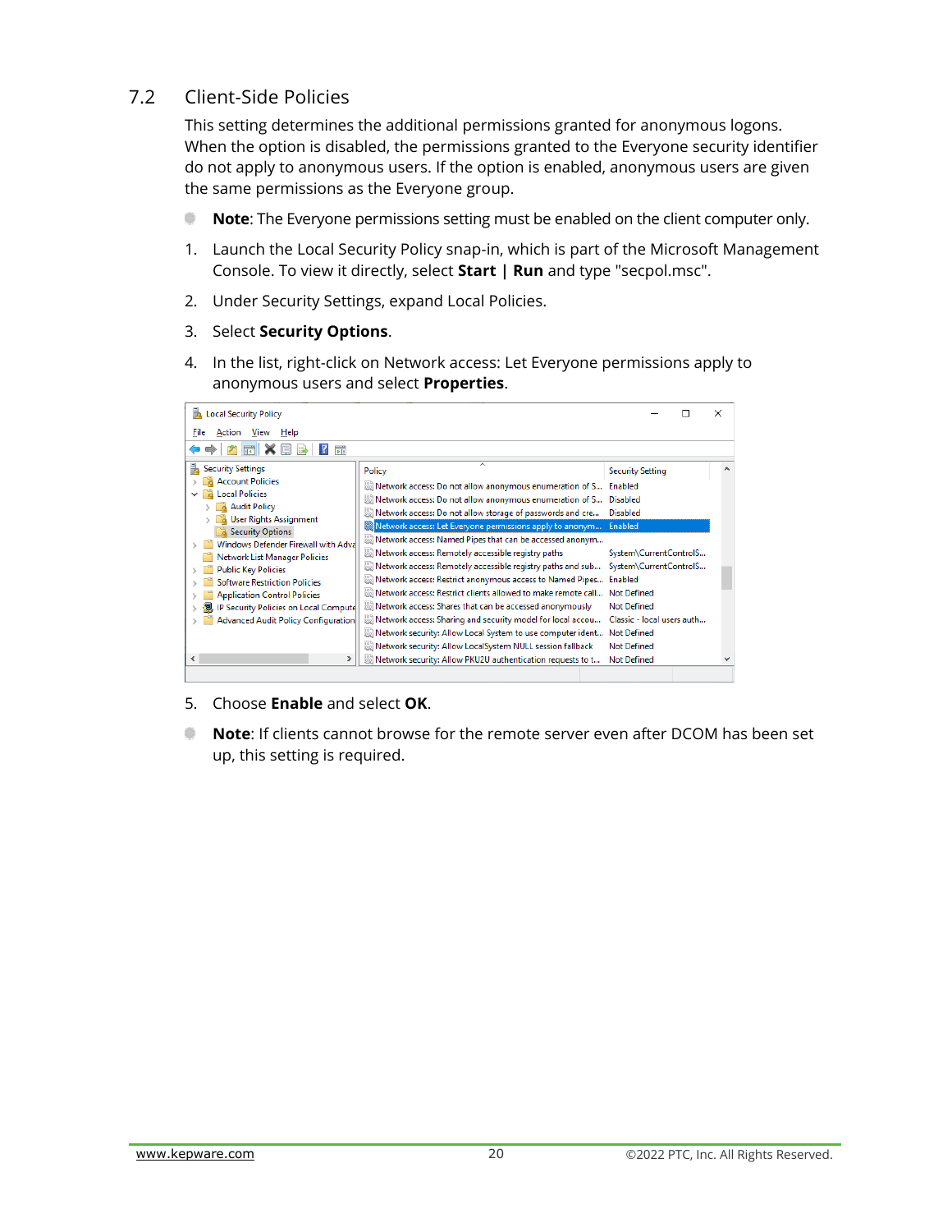## 7.2 Client-Side Policies

This setting determines the additional permissions granted for anonymous logons. When the option is disabled, the permissions granted to the Everyone security identifier do not apply to anonymous users. If the option is enabled, anonymous users are given the same permissions as the Everyone group.

- **Note**: The Everyone permissions setting must be enabled on the client computer only.

1. Launch the Local Security Policy snap-in, which is part of the Microsoft Management Console. To view it directly, select **Start | Run** and type "secpol.msc".
2. Under Security Settings, expand Local Policies.
3. Select **Security Options**.
4. In the list, right-click on Network access: Let Everyone permissions apply to anonymous users and select **Properties**.

5. Choose **Enable** and select **OK**.

- **Note**: If clients cannot browse for the remote server even after DCOM has been set up, this setting is required.